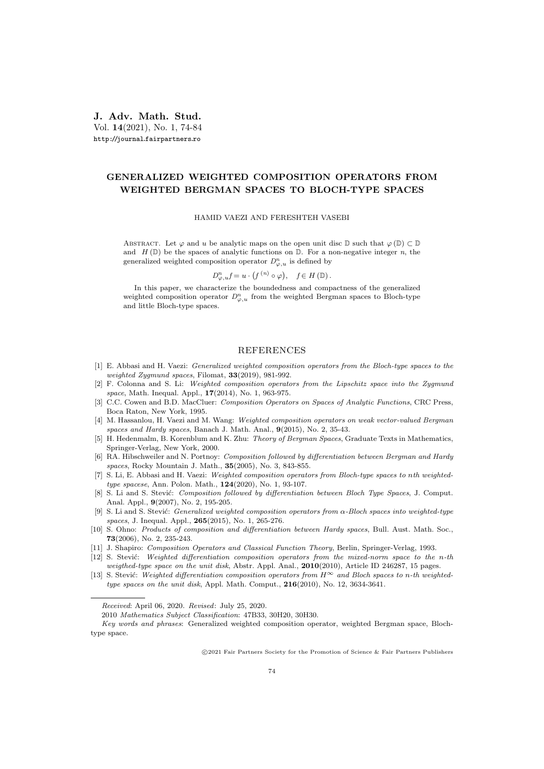# GENERALIZED WEIGHTED COMPOSITION OPERATORS FROM WEIGHTED BERGMAN SPACES TO BLOCH-TYPE SPACES

HAMID VAEZI AND FERESHTEH VASEBI

ABSTRACT. Let $\varphi$ and $u$ be analytic maps on the open unit disc $\mathbb{D}$ such that $\varphi(\mathbb{D}) \subset \mathbb{D}$ and $H(\mathbb{D})$ be the spaces of analytic functions on $\mathbb{D}$. For a non-negative integer $n$, the generalized weighted composition operator $D^n_{\varphi,u}$ is defined by

$$D^n_{\varphi,u} f = u \cdot \left(f^{(n)} \circ \varphi\right), \quad f \in H(\mathbb{D}).$$

In this paper, we characterize the boundedness and compactness of the generalized weighted composition operator $D^n_{\varphi,u}$ from the weighted Bergman spaces to Bloch-type and little Bloch-type spaces.

## REFERENCES

[1] E. Abbasi and H. Vaezi: *Generalized weighted composition operators from the Bloch-type spaces to the weighted Zygmund spaces*, Filomat, **33**(2019), 981-992.

[2] F. Colonna and S. Li: *Weighted composition operators from the Lipschitz space into the Zygmund space*, Math. Inequal. Appl., **17**(2014), No. 1, 963-975.

[3] C.C. Cowen and B.D. MacCluer: *Composition Operators on Spaces of Analytic Functions*, CRC Press, Boca Raton, New York, 1995.

[4] M. Hassanlou, H. Vaezi and M. Wang: *Weighted composition operators on weak vector-valued Bergman spaces and Hardy spaces*, Banach J. Math. Anal., **9**(2015), No. 2, 35-43.

[5] H. Hedenmalm, B. Korenblum and K. Zhu: *Theory of Bergman Spaces*, Graduate Texts in Mathematics, Springer-Verlag, New York, 2000.

[6] RA. Hibschweiler and N. Portnoy: *Composition followed by differentiation between Bergman and Hardy spaces*, Rocky Mountain J. Math., **35**(2005), No. 3, 843-855.

[7] S. Li, E. Abbasi and H. Vaezi: *Weighted composition operators from Bloch-type spaces to nth weighted-type spacese*, Ann. Polon. Math., **124**(2020), No. 1, 93-107.

[8] S. Li and S. Stević: *Composition followed by differentiation between Bloch Type Spaces*, J. Comput. Anal. Appl., **9**(2007), No. 2, 195-205.

[9] S. Li and S. Stević: *Generalized weighted composition operators from α-Bloch spaces into weighted-type spaces*, J. Inequal. Appl., **265**(2015), No. 1, 265-276.

[10] S. Ohno: *Products of composition and differentiation between Hardy spaces*, Bull. Aust. Math. Soc., **73**(2006), No. 2, 235-243.

[11] J. Shapiro: *Composition Operators and Classical Function Theory*, Berlin, Springer-Verlag, 1993.

[12] S. Stević: *Weighted differentiation composition operators from the mixed-norm space to the n-th weigthed-type space on the unit disk*, Abstr. Appl. Anal., **2010**(2010), Article ID 246287, 15 pages.

[13] S. Stević: *Weighted differentiation composition operators from $H^\infty$ and Bloch spaces to n-th weighted-type spaces on the unit disk*, Appl. Math. Comput., **216**(2010), No. 12, 3634-3641.

---

*Received*: April 06, 2020. *Revised*: July 25, 2020.

2010 *Mathematics Subject Classification*: 47B33, 30H20, 30H30.

*Key words and phrases*: Generalized weighted composition operator, weighted Bergman space, Bloch-type space.

©2021 Fair Partners Society for the Promotion of Science & Fair Partners Publishers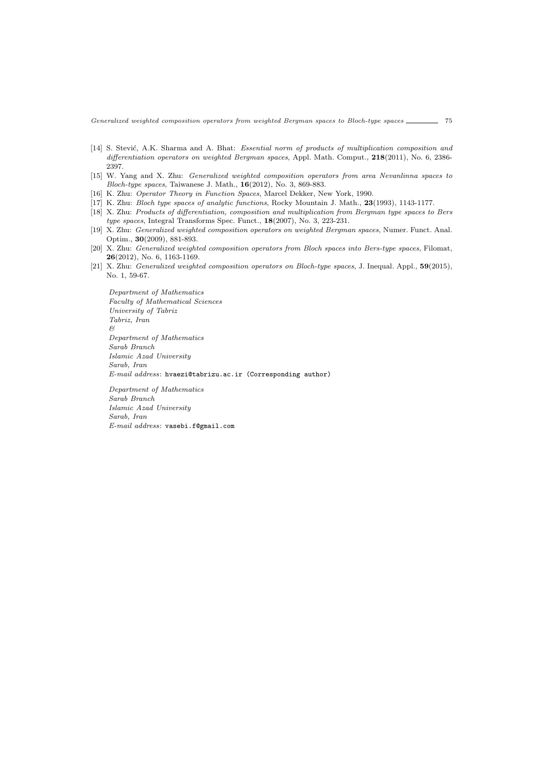[14] S. Stević, A.K. Sharma and A. Bhat: *Essential norm of products of multiplication composition and differentiation operators on weighted Bergman spaces*, Appl. Math. Comput., **218**(2011), No. 6, 2386-2397.

[15] W. Yang and X. Zhu: *Generalized weighted composition operators from area Nevanlinna spaces to Bloch-type spaces*, Taiwanese J. Math., **16**(2012), No. 3, 869-883.

[16] K. Zhu: *Operator Theory in Function Spaces*, Marcel Dekker, New York, 1990.

[17] K. Zhu: *Bloch type spaces of analytic functions*, Rocky Mountain J. Math., **23**(1993), 1143-1177.

[18] X. Zhu: *Products of differentiation, composition and multiplication from Bergman type spaces to Bers type spaces*, Integral Transforms Spec. Funct., **18**(2007), No. 3, 223-231.

[19] X. Zhu: *Generalized weighted composition operators on weighted Bergman spaces*, Numer. Funct. Anal. Optim., **30**(2009), 881-893.

[20] X. Zhu: *Generalized weighted composition operators from Bloch spaces into Bers-type spaces*, Filomat, **26**(2012), No. 6, 1163-1169.

[21] X. Zhu: *Generalized weighted composition operators on Bloch-type spaces*, J. Inequal. Appl., **59**(2015), No. 1, 59-67.

*Department of Mathematics*
*Faculty of Mathematical Sciences*
*University of Tabriz*
*Tabriz, Iran*
*&*
*Department of Mathematics*
*Sarab Branch*
*Islamic Azad University*
*Sarab, Iran*
*E-mail address*: hvaezi@tabrizu.ac.ir (Corresponding author)

*Department of Mathematics*
*Sarab Branch*
*Islamic Azad University*
*Sarab, Iran*
*E-mail address*: vasebi.f@gmail.com